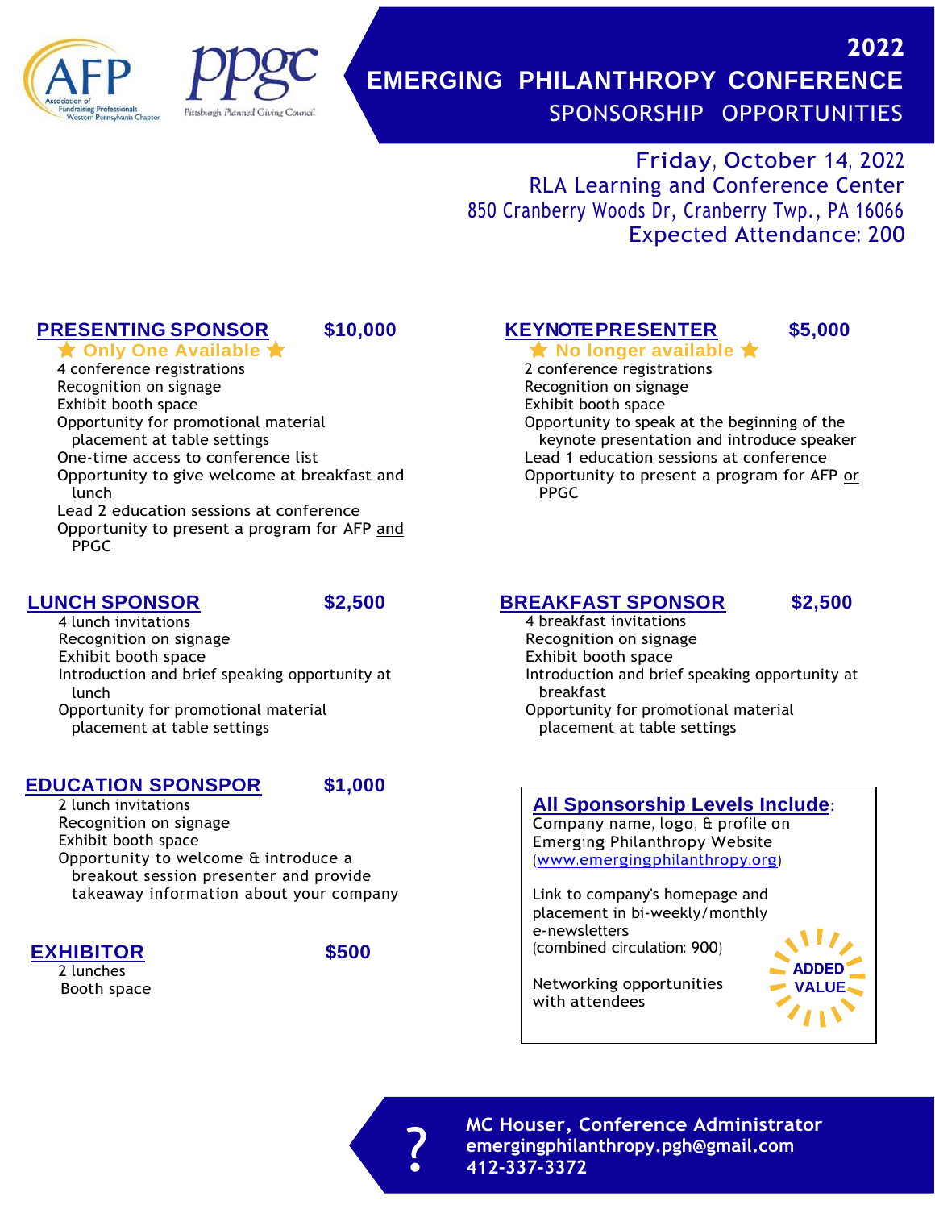AFP Association of Fundraising Professionals Western Pennsylvania Chapter

ppgc Pittsburgh Planned Giving Council

# 2022 EMERGING PHILANTHROPY CONFERENCE

## SPONSORSHIP OPPORTUNITIES

Friday, October 14, 2022
RLA Learning and Conference Center
850 Cranberry Woods Dr, Cranberry Twp., PA 16066
Expected Attendance: 200

### PRESENTING SPONSOR — $10,000

★ Only One Available ★

- 4 conference registrations
- Recognition on signage
- Exhibit booth space
- Opportunity for promotional material placement at table settings
- One-time access to conference list
- Opportunity to give welcome at breakfast and lunch
- Lead 2 education sessions at conference
- Opportunity to present a program for AFP and PPGC

### KEYNOTE PRESENTER — $5,000

★ No longer available ★

- 2 conference registrations
- Recognition on signage
- Exhibit booth space
- Opportunity to speak at the beginning of the keynote presentation and introduce speaker
- Lead 1 education sessions at conference
- Opportunity to present a program for AFP or PPGC

### LUNCH SPONSOR — $2,500

- 4 lunch invitations
- Recognition on signage
- Exhibit booth space
- Introduction and brief speaking opportunity at lunch
- Opportunity for promotional material placement at table settings

### BREAKFAST SPONSOR — $2,500

- 4 breakfast invitations
- Recognition on signage
- Exhibit booth space
- Introduction and brief speaking opportunity at breakfast
- Opportunity for promotional material placement at table settings

### EDUCATION SPONSPOR — $1,000

- 2 lunch invitations
- Recognition on signage
- Exhibit booth space
- Opportunity to welcome & introduce a breakout session presenter and provide takeaway information about your company

### EXHIBITOR — $500

- 2 lunches
- Booth space

### All Sponsorship Levels Include:

Company name, logo, & profile on Emerging Philanthropy Website (www.emergingphilanthropy.org)

Link to company's homepage and placement in bi-weekly/monthly e-newsletters (combined circulation: 900)

Networking opportunities with attendees

ADDED VALUE

?

**MC Houser, Conference Administrator**
**emergingphilanthropy.pgh@gmail.com**
**412-337-3372**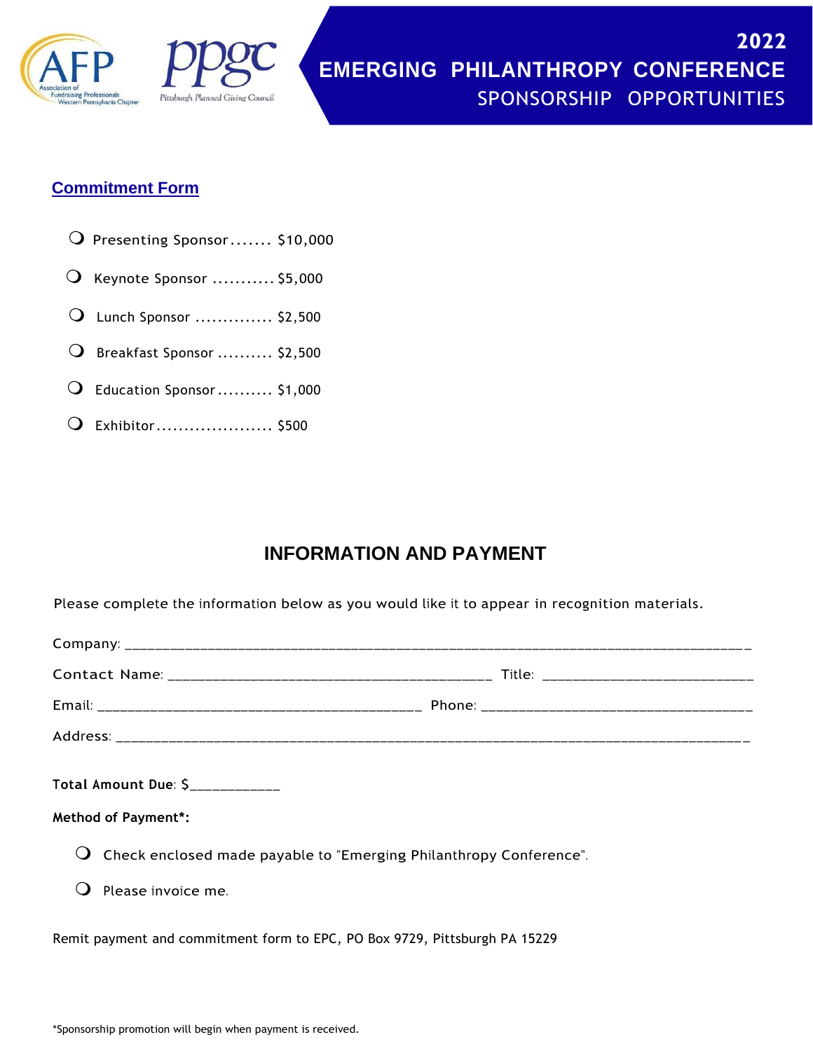AFP Association of Fundraising Professionals Western Pennsylvania Chapter

ppgc Pittsburgh Planned Giving Council

# 2022 EMERGING PHILANTHROPY CONFERENCE

## SPONSORSHIP OPPORTUNITIES

### Commitment Form

- ❍ Presenting Sponsor....... $10,000
- ❍ Keynote Sponsor ........... $5,000
- ❍ Lunch Sponsor .............. $2,500
- ❍ Breakfast Sponsor .......... $2,500
- ❍ Education Sponsor.......... $1,000
- ❍ Exhibitor..................... $500

## INFORMATION AND PAYMENT

Please complete the information below as you would like it to appear in recognition materials.

Company: ______________________________________________________________________________

Contact Name: ________________________________________ Title: ________________________

Email: ________________________________________ Phone: __________________________________

Address: ______________________________________________________________________________

**Total Amount Due**: $___________

**Method of Payment*:**

- ❍ Check enclosed made payable to "Emerging Philanthropy Conference".
- ❍ Please invoice me.

Remit payment and commitment form to EPC, PO Box 9729, Pittsburgh PA 15229

*Sponsorship promotion will begin when payment is received.